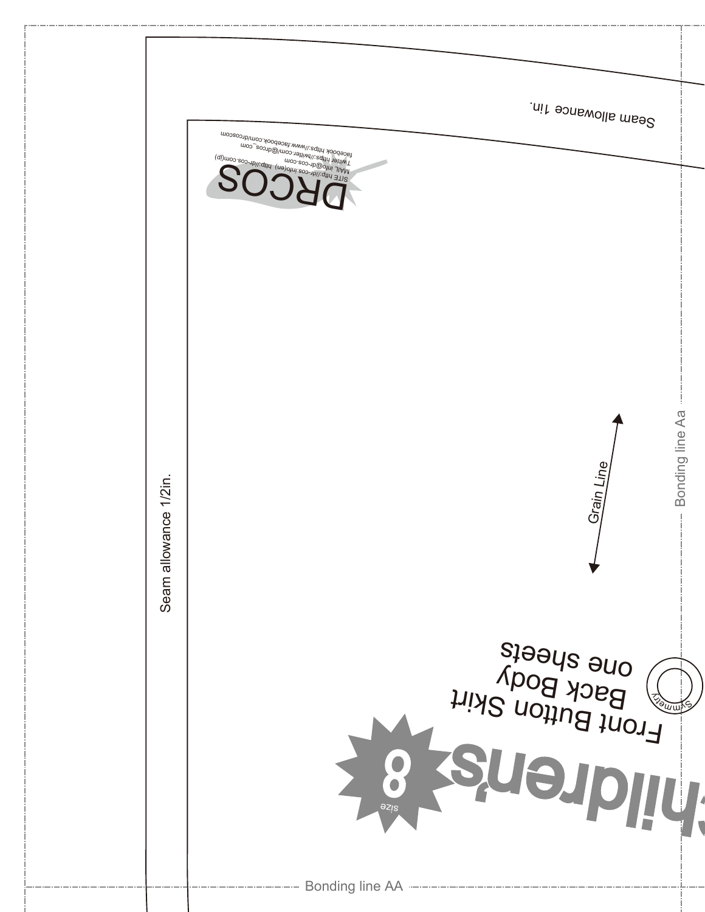Seam allowance 1in.

DRCOS

SITE http://dr-cos.info(en) http://dr-cos.com(jp)
MAIL info@dr-cos.com
Twitter https://twitter.com/@drcos_com
facebook https://www.facebook.com/drcoscom

Seam allowance 1/2in.

Grain Line

Bonding line Aa

Front Button Skirt
Back Body
one sheets

Symmetry

size 8

Children's

Bonding line AA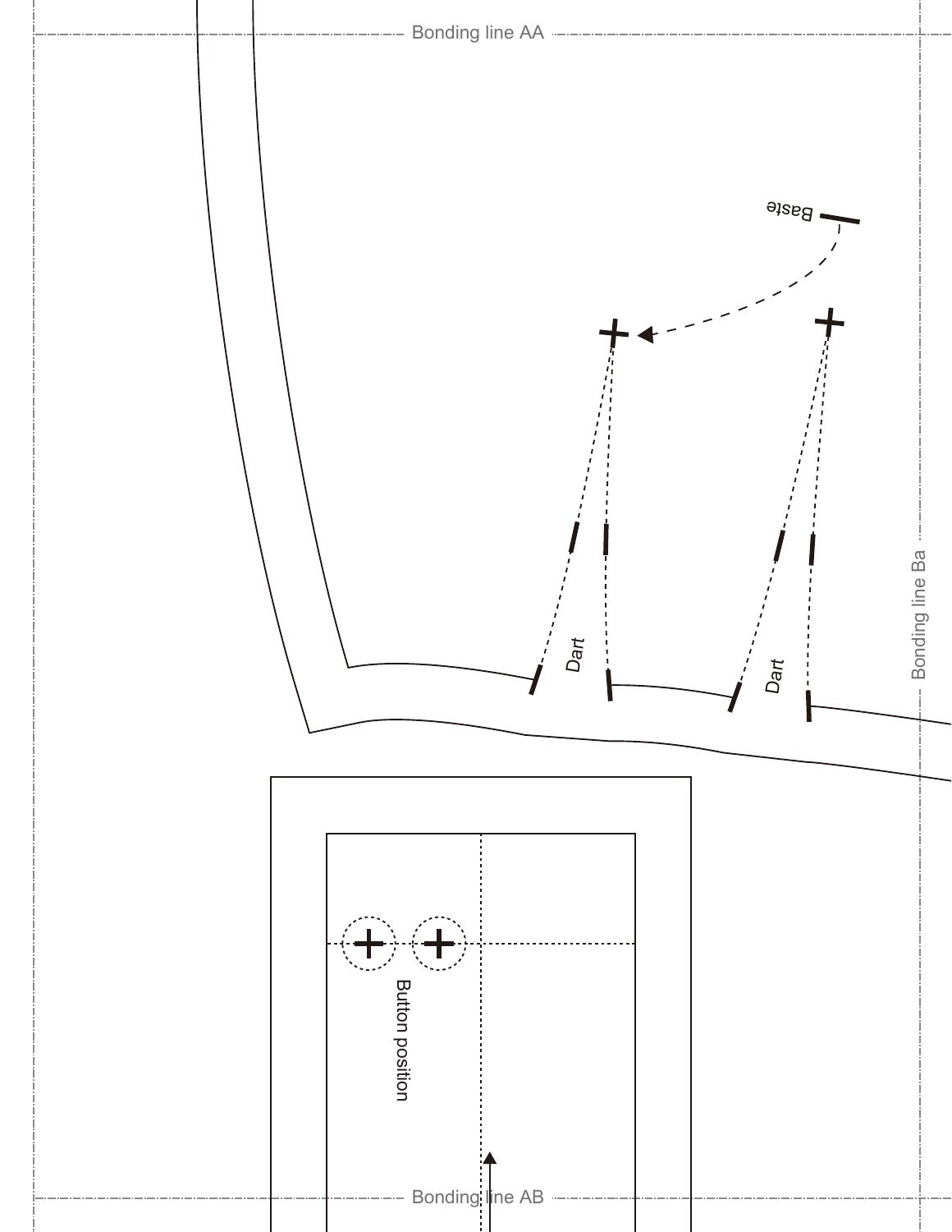Bonding line AA

Baste

Dart

Dart

Bonding line Ba

Button position

Bonding line AB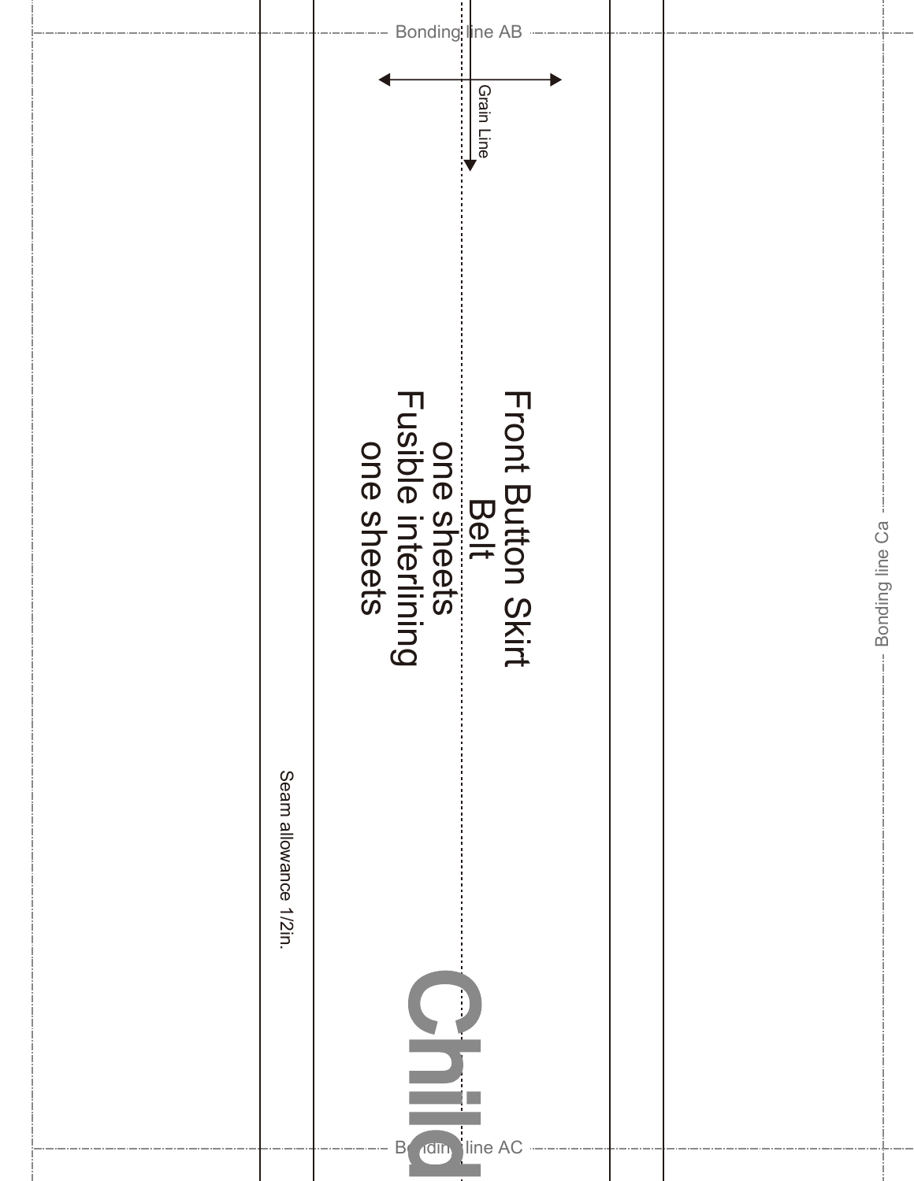Bonding line AB

Grain Line

Front Button Skirt
Belt
one sheets
Fusible interlining
one sheets

Bonding line Ca

Seam allowance 1/2in.

Child

Bonding line AC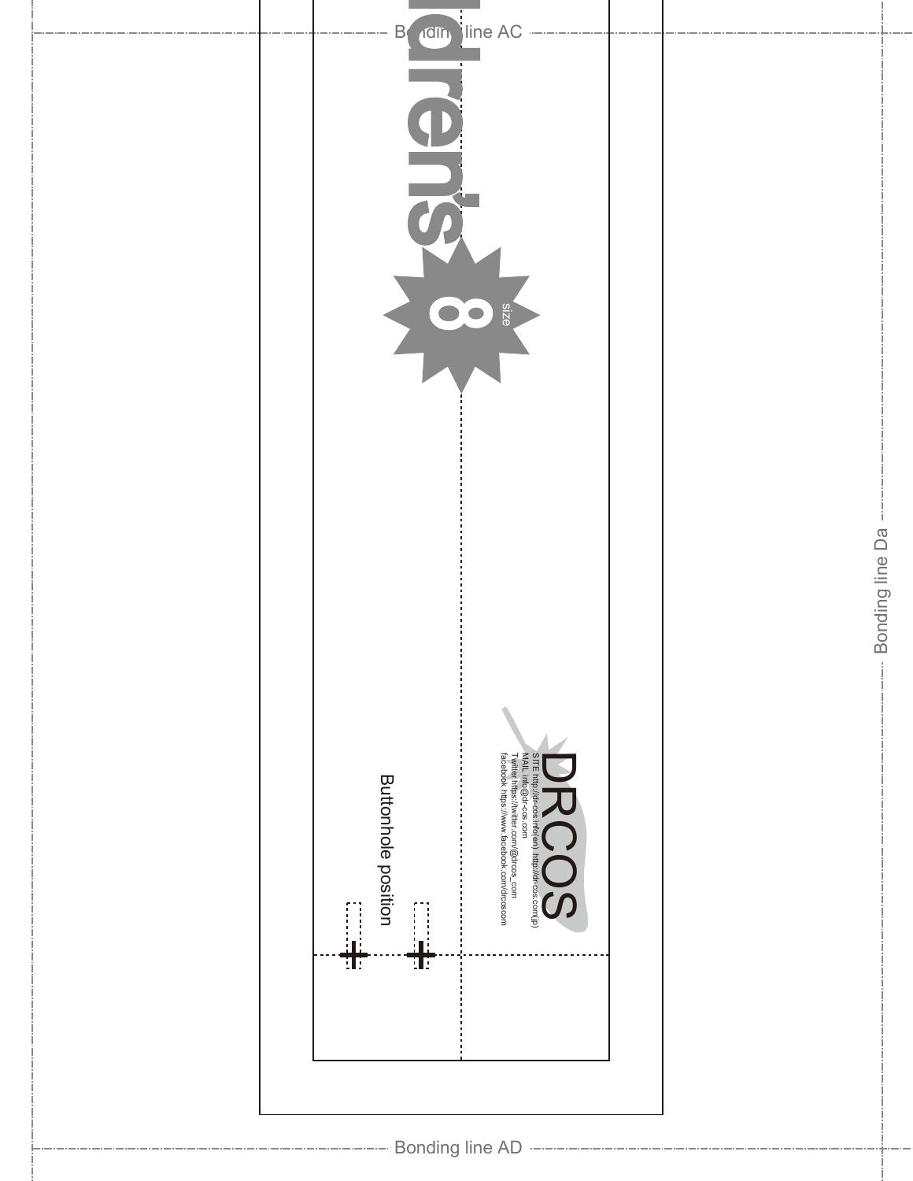Bonding line AC

ldren's

8 size

Bonding line Da

DRCOS

SITE http://dr-cos.info(en) http://dr-cos.com(jp)
MAIL info@dr-cos.com
Twitter https://twitter.com/@drcos_com
facebook https://www.facebook.com/drcoscom

Buttonhole position

Bonding line AD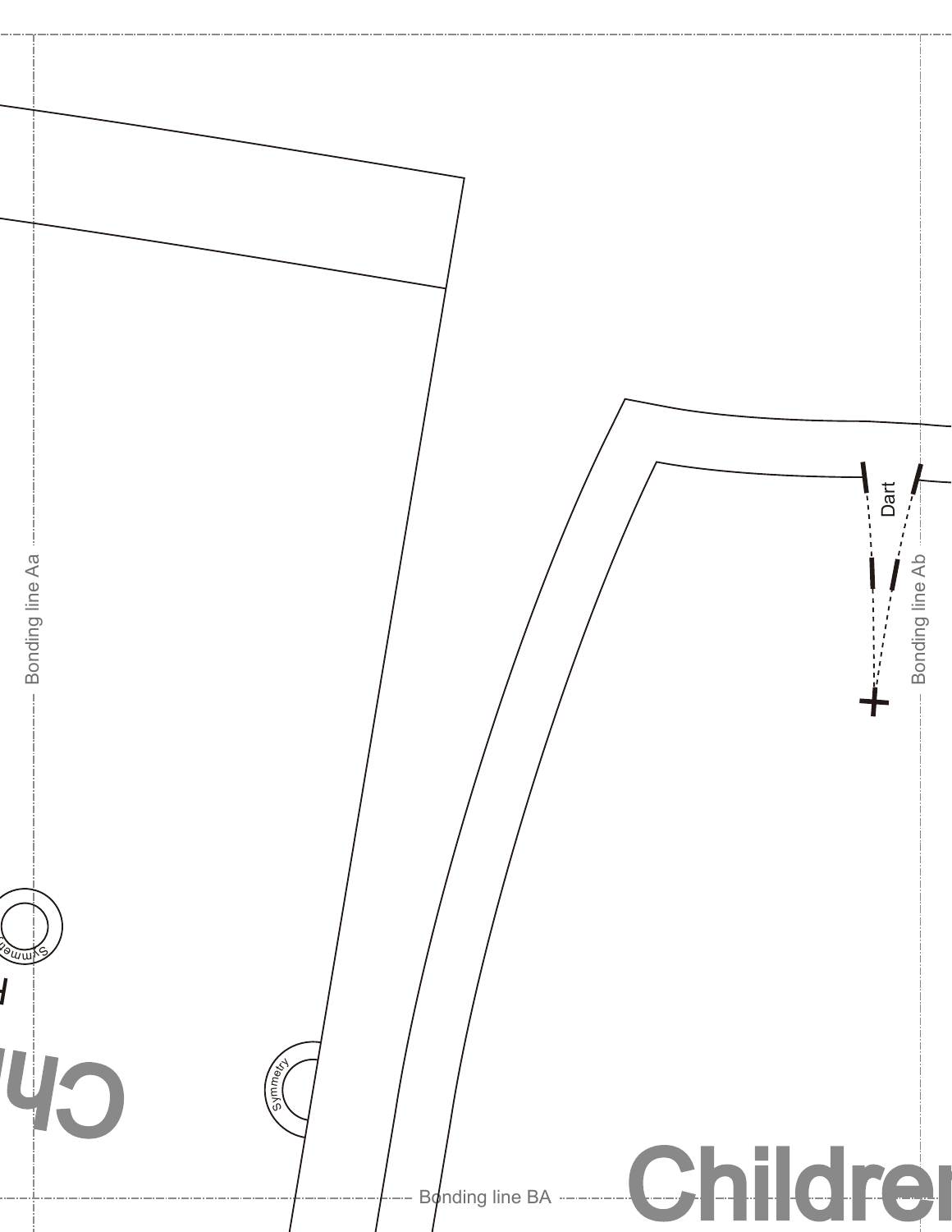Bonding line Aa

Dart

Bonding line Ab

Symmetry

Symmetry

Bonding line BA

Children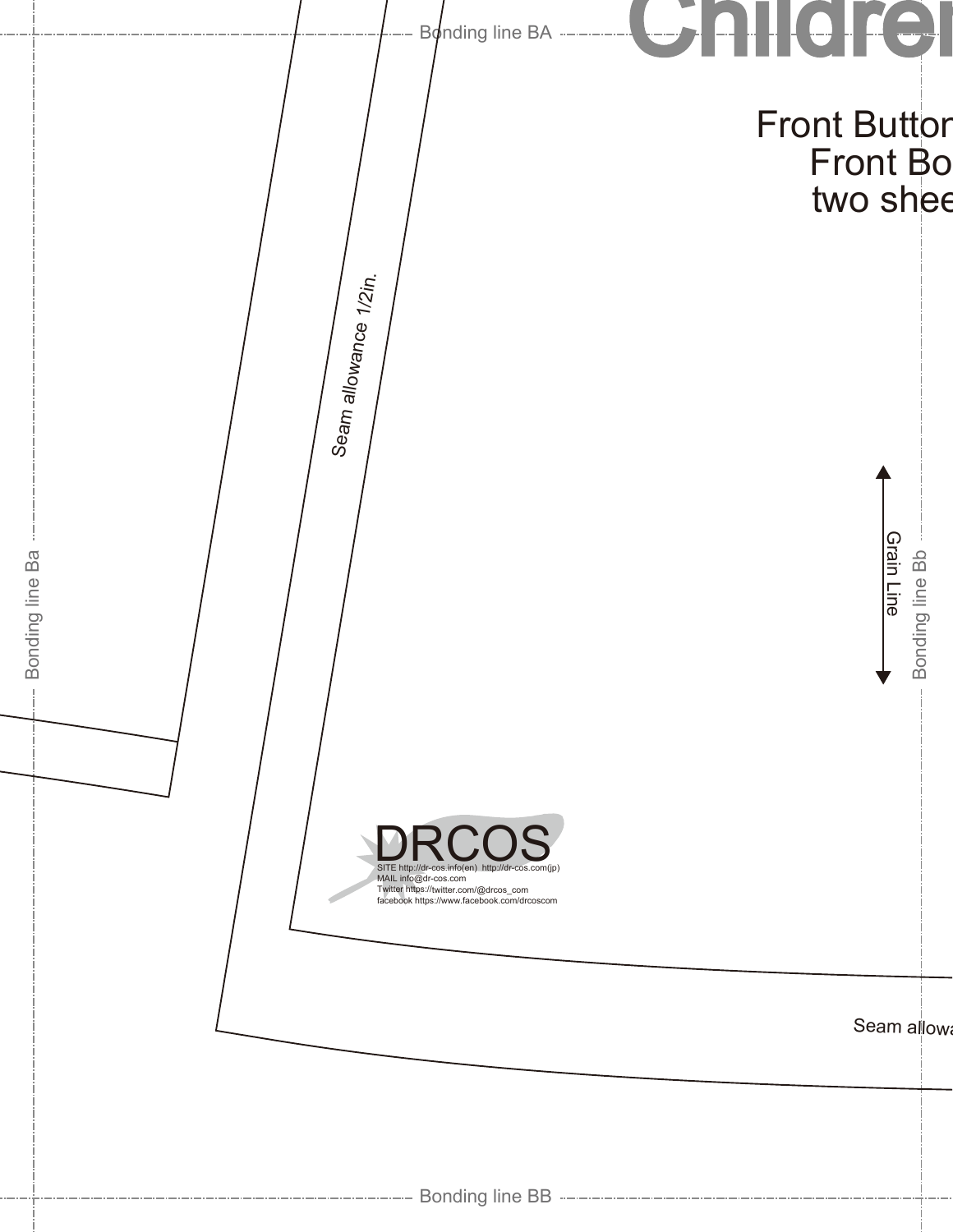Bonding line BA

# Children

Front Button
Front Bo
two shee

Seam allowance 1/2in.

Bonding line Ba

Grain Line

Bonding line Bb

DRCOS
SITE http://dr-cos.info(en) http://dr-cos.com(jp)
MAIL info@dr-cos.com
Twitter https://twitter.com/@drcos_com
facebook https://www.facebook.com/drcoscom

Seam allowa

Bonding line BB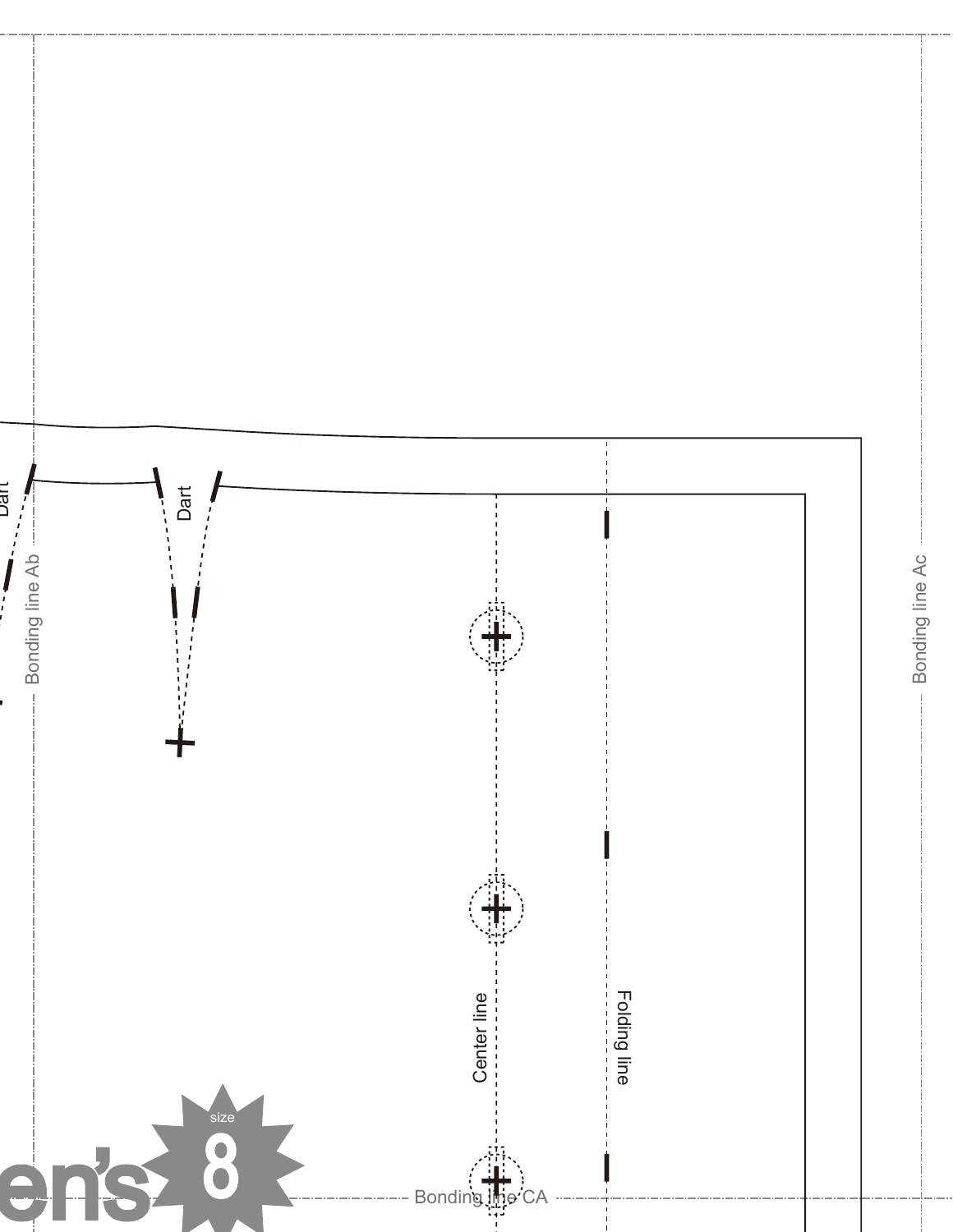Dart

Dart

Bonding line Ab

Center line

Folding line

Bonding line Ac

Bonding line CA

en's

size

8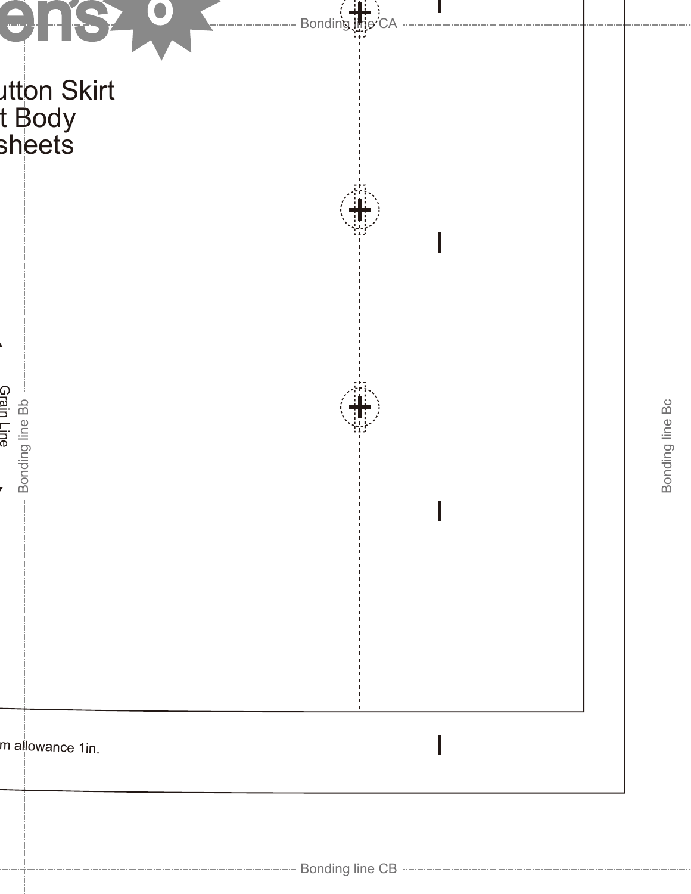Bonding line CA

utton Skirt
t Body
sheets

Grain Line

Bonding line Bb

Bonding line Bc

m allowance 1in.

Bonding line CB